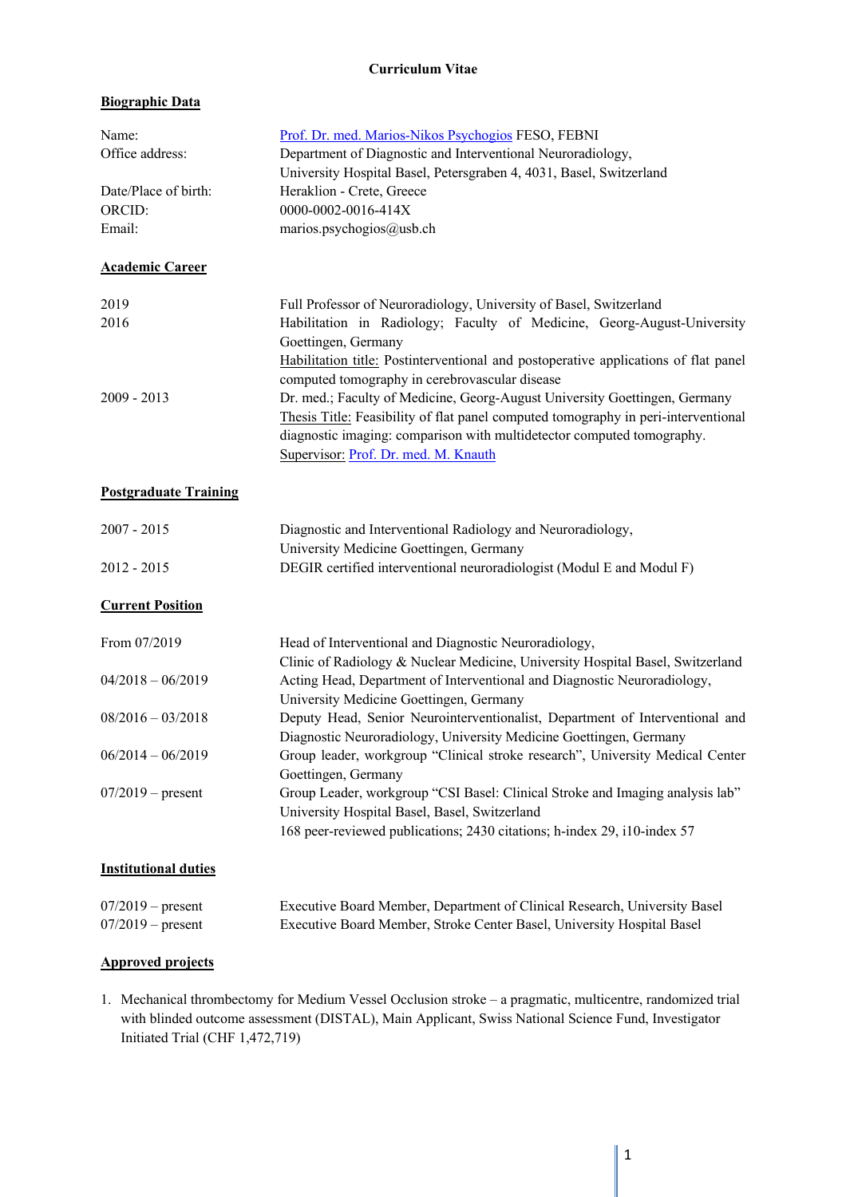# Curriculum Vitae

## Biographic Data

| | |
|---|---|
| Name: | Prof. Dr. med. Marios-Nikos Psychogios FESO, FEBNI |
| Office address: | Department of Diagnostic and Interventional Neuroradiology, University Hospital Basel, Petersgraben 4, 4031, Basel, Switzerland |
| Date/Place of birth: | Heraklion - Crete, Greece |
| ORCID: | 0000-0002-0016-414X |
| Email: | marios.psychogios@usb.ch |

## Academic Career

| | |
|---|---|
| 2019 | Full Professor of Neuroradiology, University of Basel, Switzerland |
| 2016 | Habilitation in Radiology; Faculty of Medicine, Georg-August-University Goettingen, Germany<br>Habilitation title: Postinterventional and postoperative applications of flat panel computed tomography in cerebrovascular disease |
| 2009 - 2013 | Dr. med.; Faculty of Medicine, Georg-August University Goettingen, Germany<br>Thesis Title: Feasibility of flat panel computed tomography in peri-interventional diagnostic imaging: comparison with multidetector computed tomography.<br>Supervisor: Prof. Dr. med. M. Knauth |

## Postgraduate Training

| | |
|---|---|
| 2007 - 2015 | Diagnostic and Interventional Radiology and Neuroradiology, University Medicine Goettingen, Germany |
| 2012 - 2015 | DEGIR certified interventional neuroradiologist (Modul E and Modul F) |

## Current Position

| | |
|---|---|
| From 07/2019 | Head of Interventional and Diagnostic Neuroradiology, Clinic of Radiology & Nuclear Medicine, University Hospital Basel, Switzerland |
| 04/2018 – 06/2019 | Acting Head, Department of Interventional and Diagnostic Neuroradiology, University Medicine Goettingen, Germany |
| 08/2016 – 03/2018 | Deputy Head, Senior Neurointerventionalist, Department of Interventional and Diagnostic Neuroradiology, University Medicine Goettingen, Germany |
| 06/2014 – 06/2019 | Group leader, workgroup "Clinical stroke research", University Medical Center Goettingen, Germany |
| 07/2019 – present | Group Leader, workgroup "CSI Basel: Clinical Stroke and Imaging analysis lab" University Hospital Basel, Basel, Switzerland<br>168 peer-reviewed publications; 2430 citations; h-index 29, i10-index 57 |

## Institutional duties

| | |
|---|---|
| 07/2019 – present | Executive Board Member, Department of Clinical Research, University Basel |
| 07/2019 – present | Executive Board Member, Stroke Center Basel, University Hospital Basel |

## Approved projects

1. Mechanical thrombectomy for Medium Vessel Occlusion stroke – a pragmatic, multicentre, randomized trial with blinded outcome assessment (DISTAL), Main Applicant, Swiss National Science Fund, Investigator Initiated Trial (CHF 1,472,719)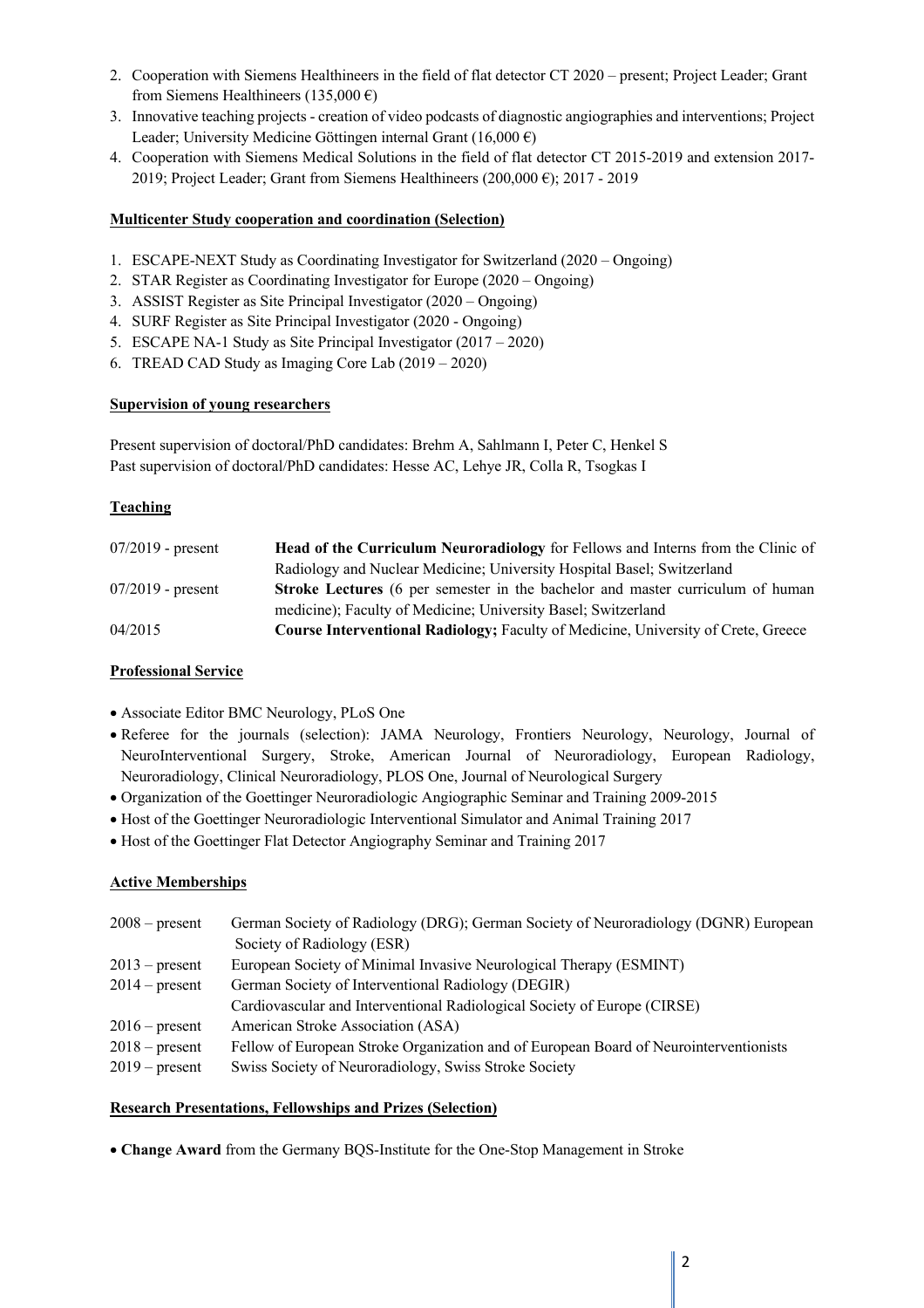2. Cooperation with Siemens Healthineers in the field of flat detector CT 2020 – present; Project Leader; Grant from Siemens Healthineers (135,000 €)
3. Innovative teaching projects - creation of video podcasts of diagnostic angiographies and interventions; Project Leader; University Medicine Göttingen internal Grant (16,000 €)
4. Cooperation with Siemens Medical Solutions in the field of flat detector CT 2015-2019 and extension 2017-2019; Project Leader; Grant from Siemens Healthineers (200,000 €); 2017 - 2019

**Multicenter Study cooperation and coordination (Selection)**

1. ESCAPE-NEXT Study as Coordinating Investigator for Switzerland (2020 – Ongoing)
2. STAR Register as Coordinating Investigator for Europe (2020 – Ongoing)
3. ASSIST Register as Site Principal Investigator (2020 – Ongoing)
4. SURF Register as Site Principal Investigator (2020 - Ongoing)
5. ESCAPE NA-1 Study as Site Principal Investigator (2017 – 2020)
6. TREAD CAD Study as Imaging Core Lab (2019 – 2020)

**Supervision of young researchers**

Present supervision of doctoral/PhD candidates: Brehm A, Sahlmann I, Peter C, Henkel S
Past supervision of doctoral/PhD candidates: Hesse AC, Lehye JR, Colla R, Tsogkas I

**Teaching**

| | |
|---|---|
| 07/2019 - present | **Head of the Curriculum Neuroradiology** for Fellows and Interns from the Clinic of Radiology and Nuclear Medicine; University Hospital Basel; Switzerland |
| 07/2019 - present | **Stroke Lectures** (6 per semester in the bachelor and master curriculum of human medicine); Faculty of Medicine; University Basel; Switzerland |
| 04/2015 | **Course Interventional Radiology;** Faculty of Medicine, University of Crete, Greece |

**Professional Service**

- Associate Editor BMC Neurology, PLoS One
- Referee for the journals (selection): JAMA Neurology, Frontiers Neurology, Neurology, Journal of NeuroInterventional Surgery, Stroke, American Journal of Neuroradiology, European Radiology, Neuroradiology, Clinical Neuroradiology, PLOS One, Journal of Neurological Surgery
- Organization of the Goettinger Neuroradiologic Angiographic Seminar and Training 2009-2015
- Host of the Goettinger Neuroradiologic Interventional Simulator and Animal Training 2017
- Host of the Goettinger Flat Detector Angiography Seminar and Training 2017

**Active Memberships**

| | |
|---|---|
| 2008 – present | German Society of Radiology (DRG); German Society of Neuroradiology (DGNR) European Society of Radiology (ESR) |
| 2013 – present | European Society of Minimal Invasive Neurological Therapy (ESMINT) |
| 2014 – present | German Society of Interventional Radiology (DEGIR) |
| | Cardiovascular and Interventional Radiological Society of Europe (CIRSE) |
| 2016 – present | American Stroke Association (ASA) |
| 2018 – present | Fellow of European Stroke Organization and of European Board of Neurointerventionists |
| 2019 – present | Swiss Society of Neuroradiology, Swiss Stroke Society |

**Research Presentations, Fellowships and Prizes (Selection)**

- **Change Award** from the Germany BQS-Institute for the One-Stop Management in Stroke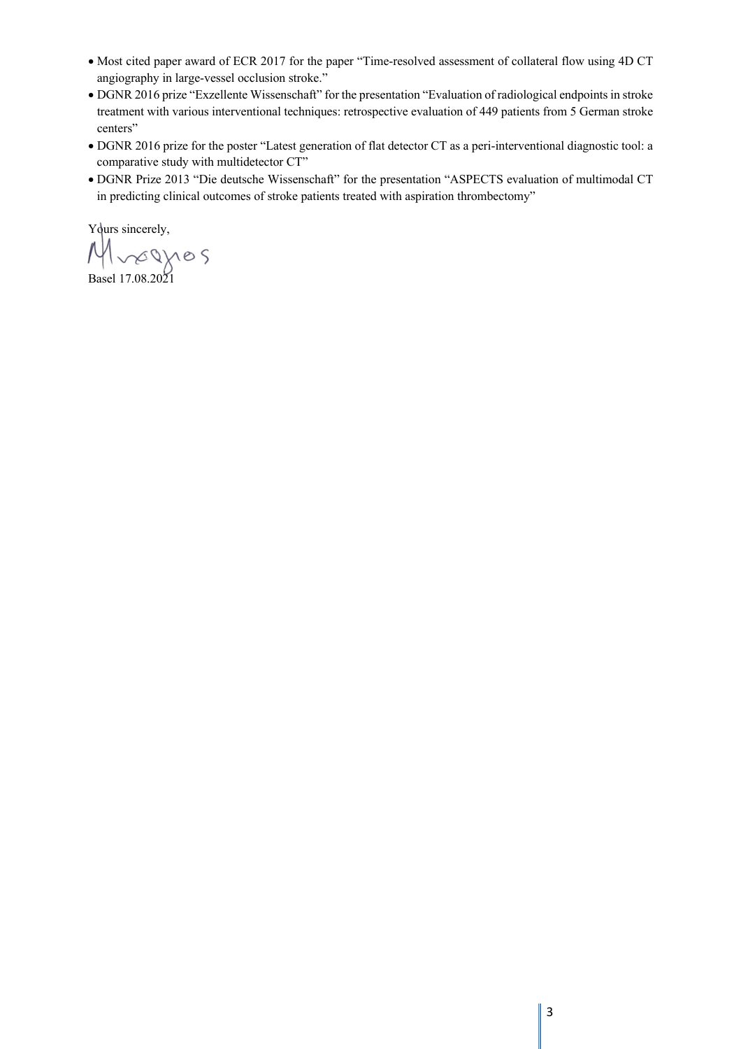- Most cited paper award of ECR 2017 for the paper "Time-resolved assessment of collateral flow using 4D CT angiography in large-vessel occlusion stroke."
- DGNR 2016 prize "Exzellente Wissenschaft" for the presentation "Evaluation of radiological endpoints in stroke treatment with various interventional techniques: retrospective evaluation of 449 patients from 5 German stroke centers"
- DGNR 2016 prize for the poster "Latest generation of flat detector CT as a peri-interventional diagnostic tool: a comparative study with multidetector CT"
- DGNR Prize 2013 "Die deutsche Wissenschaft" for the presentation "ASPECTS evaluation of multimodal CT in predicting clinical outcomes of stroke patients treated with aspiration thrombectomy"

Yours sincerely,

Basel 17.08.2021